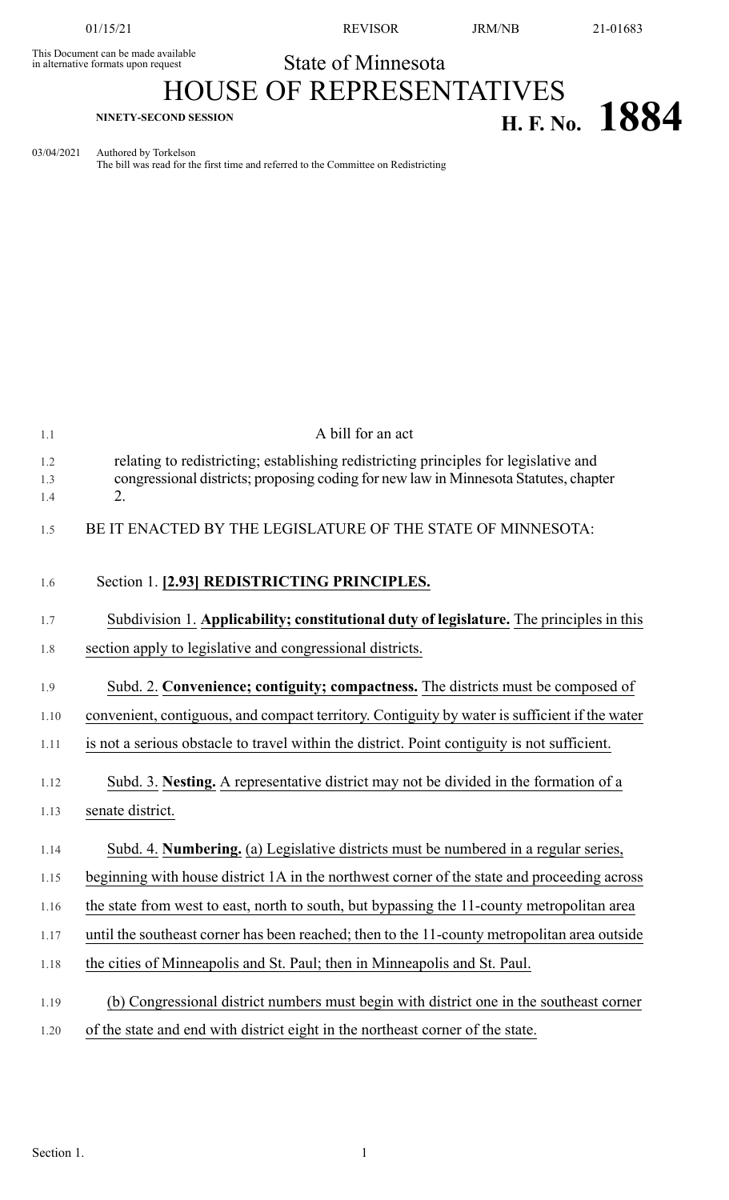01/15/21 REVISOR JRM/NB 21-01683

This Document can be made available in alternative formats upon request

# State of Minnesota

# HOUSE OF REPRESENTATIVES

**NINETY-SECOND SESSION**

# H. F. No. 1884

03/04/2021 Authored by Torkelson
The bill was read for the first time and referred to the Committee on Redistricting

A bill for an act

relating to redistricting; establishing redistricting principles for legislative and congressional districts; proposing coding for new law in Minnesota Statutes, chapter 2.

BE IT ENACTED BY THE LEGISLATURE OF THE STATE OF MINNESOTA:

Section 1. **[2.93] REDISTRICTING PRINCIPLES.**

Subdivision 1. **Applicability; constitutional duty of legislature.** The principles in this section apply to legislative and congressional districts.

Subd. 2. **Convenience; contiguity; compactness.** The districts must be composed of convenient, contiguous, and compact territory. Contiguity by water is sufficient if the water is not a serious obstacle to travel within the district. Point contiguity is not sufficient.

Subd. 3. **Nesting.** A representative district may not be divided in the formation of a senate district.

Subd. 4. **Numbering.** (a) Legislative districts must be numbered in a regular series, beginning with house district 1A in the northwest corner of the state and proceeding across the state from west to east, north to south, but bypassing the 11-county metropolitan area until the southeast corner has been reached; then to the 11-county metropolitan area outside the cities of Minneapolis and St. Paul; then in Minneapolis and St. Paul.

(b) Congressional district numbers must begin with district one in the southeast corner of the state and end with district eight in the northeast corner of the state.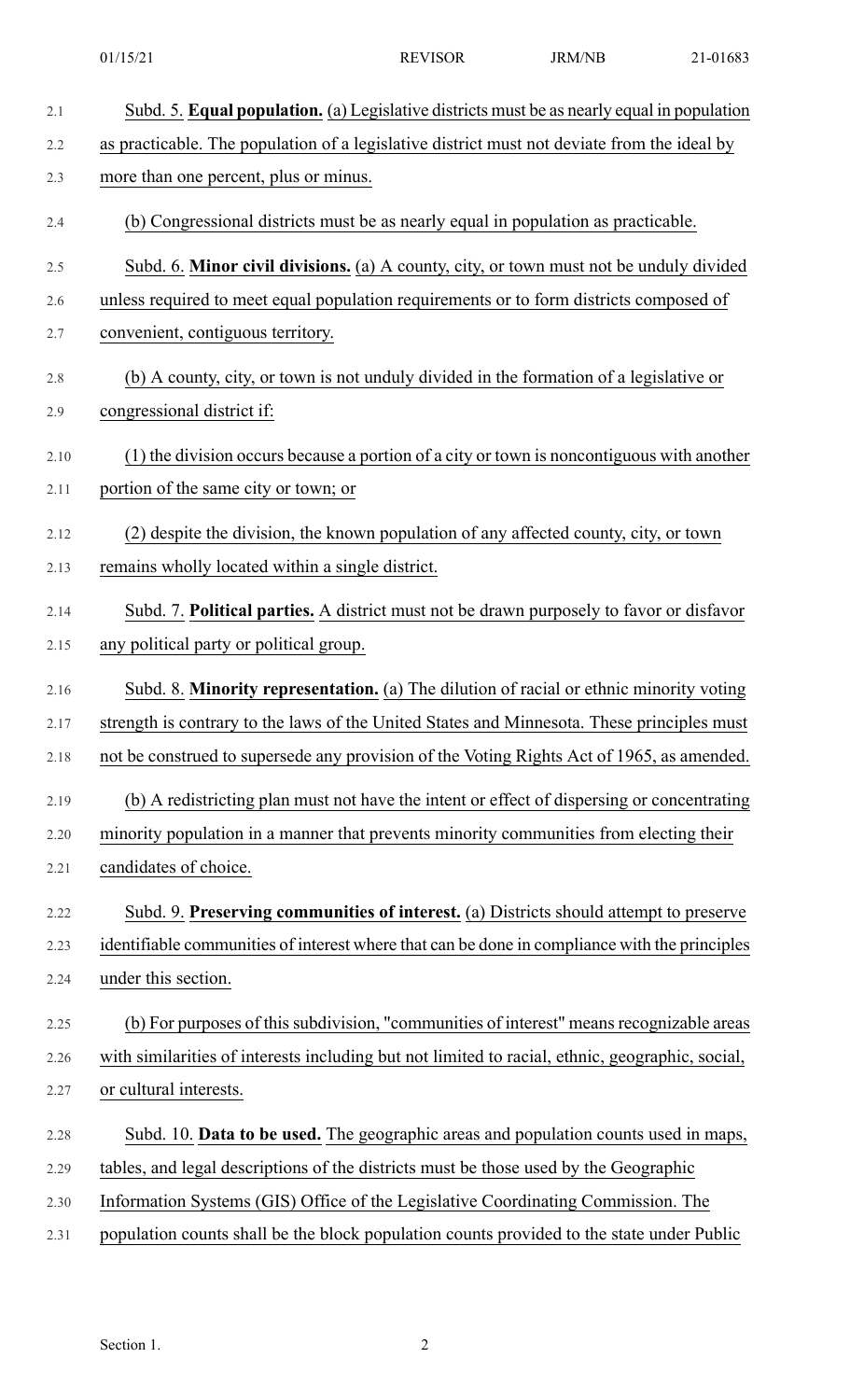Subd. 5. **Equal population.** (a) Legislative districts must be as nearly equal in population as practicable. The population of a legislative district must not deviate from the ideal by more than one percent, plus or minus.

(b) Congressional districts must be as nearly equal in population as practicable.

Subd. 6. **Minor civil divisions.** (a) A county, city, or town must not be unduly divided unless required to meet equal population requirements or to form districts composed of convenient, contiguous territory.

(b) A county, city, or town is not unduly divided in the formation of a legislative or congressional district if:

(1) the division occurs because a portion of a city or town is noncontiguous with another portion of the same city or town; or

(2) despite the division, the known population of any affected county, city, or town remains wholly located within a single district.

Subd. 7. **Political parties.** A district must not be drawn purposely to favor or disfavor any political party or political group.

Subd. 8. **Minority representation.** (a) The dilution of racial or ethnic minority voting strength is contrary to the laws of the United States and Minnesota. These principles must not be construed to supersede any provision of the Voting Rights Act of 1965, as amended.

(b) A redistricting plan must not have the intent or effect of dispersing or concentrating minority population in a manner that prevents minority communities from electing their candidates of choice.

Subd. 9. **Preserving communities of interest.** (a) Districts should attempt to preserve identifiable communities of interest where that can be done in compliance with the principles under this section.

(b) For purposes of this subdivision, "communities of interest" means recognizable areas with similarities of interests including but not limited to racial, ethnic, geographic, social, or cultural interests.

Subd. 10. **Data to be used.** The geographic areas and population counts used in maps, tables, and legal descriptions of the districts must be those used by the Geographic Information Systems (GIS) Office of the Legislative Coordinating Commission. The population counts shall be the block population counts provided to the state under Public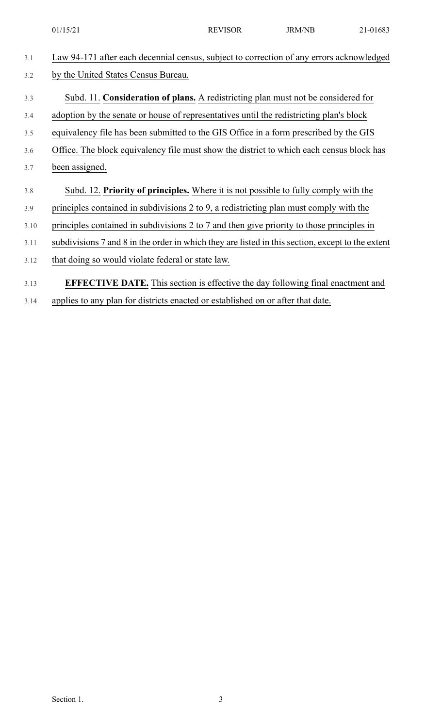Law 94-171 after each decennial census, subject to correction of any errors acknowledged by the United States Census Bureau.

Subd. 11. **Consideration of plans.** A redistricting plan must not be considered for adoption by the senate or house of representatives until the redistricting plan's block equivalency file has been submitted to the GIS Office in a form prescribed by the GIS Office. The block equivalency file must show the district to which each census block has been assigned.

Subd. 12. **Priority of principles.** Where it is not possible to fully comply with the principles contained in subdivisions 2 to 9, a redistricting plan must comply with the principles contained in subdivisions 2 to 7 and then give priority to those principles in subdivisions 7 and 8 in the order in which they are listed in this section, except to the extent that doing so would violate federal or state law.

**EFFECTIVE DATE.** This section is effective the day following final enactment and applies to any plan for districts enacted or established on or after that date.